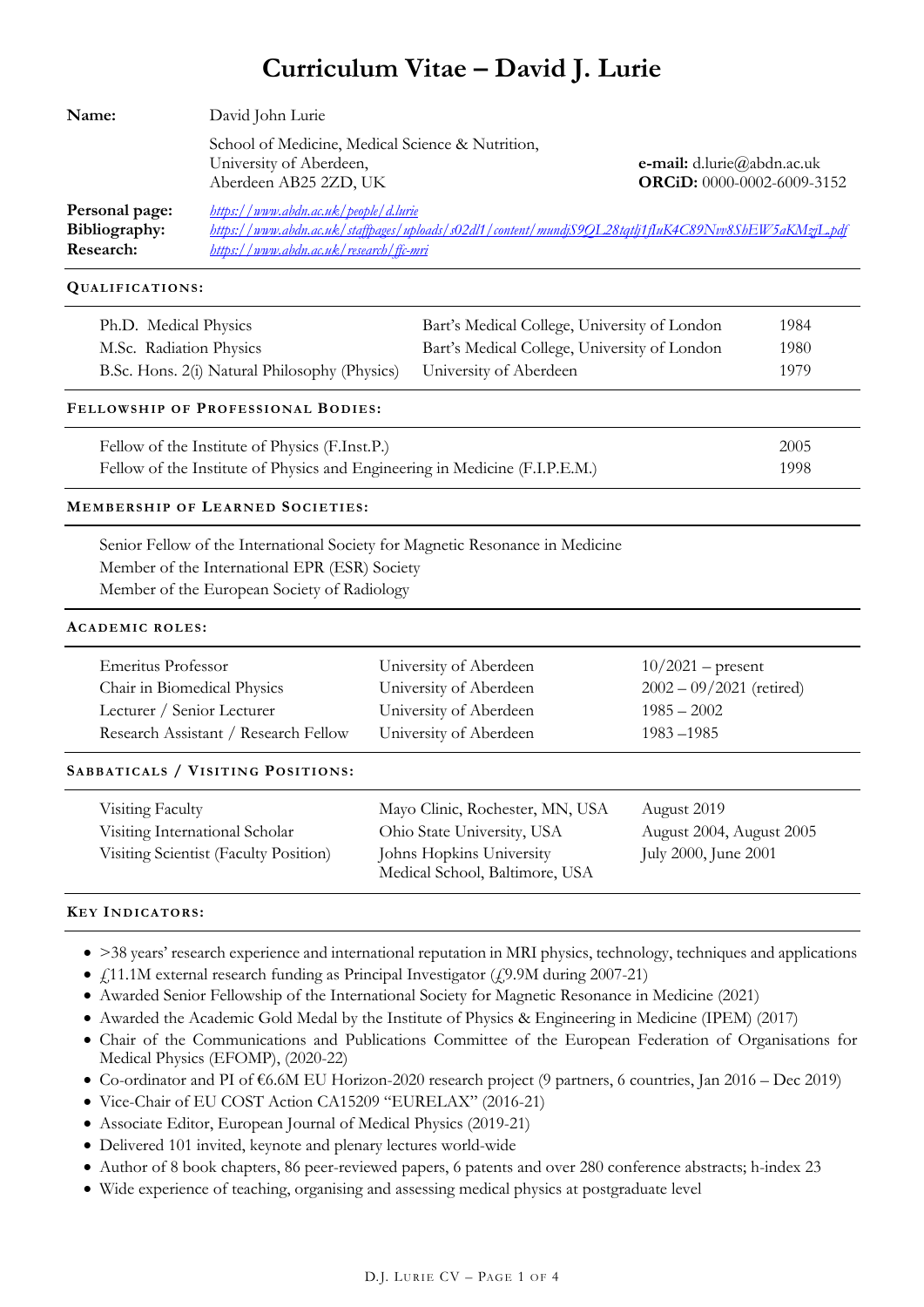# Curriculum Vitae – David J. Lurie

| | | |
|---|---|---|
| **Name:** | David John Lurie | |
| | School of Medicine, Medical Science & Nutrition, University of Aberdeen, Aberdeen AB25 2ZD, UK | **e-mail:** d.lurie@abdn.ac.uk **ORCiD:** 0000-0002-6009-3152 |
| **Personal page:** | https://www.abdn.ac.uk/people/d.lurie | |
| **Bibliography:** | https://www.abdn.ac.uk/staffpages/uploads/s02dl1/content/mundjS9QL28tqtlj1fluK4C89Nvv8ShEW5aKMzjL.pdf | |
| **Research:** | https://www.abdn.ac.uk/research/ffc-mri | |

## Qualifications:

| | | |
|---|---|---|
| Ph.D. Medical Physics | Bart's Medical College, University of London | 1984 |
| M.Sc. Radiation Physics | Bart's Medical College, University of London | 1980 |
| B.Sc. Hons. 2(i) Natural Philosophy (Physics) | University of Aberdeen | 1979 |

## Fellowship of Professional Bodies:

| | |
|---|---|
| Fellow of the Institute of Physics (F.Inst.P.) | 2005 |
| Fellow of the Institute of Physics and Engineering in Medicine (F.I.P.E.M.) | 1998 |

## Membership of Learned Societies:

Senior Fellow of the International Society for Magnetic Resonance in Medicine
Member of the International EPR (ESR) Society
Member of the European Society of Radiology

## Academic Roles:

| | | |
|---|---|---|
| Emeritus Professor | University of Aberdeen | 10/2021 – present |
| Chair in Biomedical Physics | University of Aberdeen | 2002 – 09/2021 (retired) |
| Lecturer / Senior Lecturer | University of Aberdeen | 1985 – 2002 |
| Research Assistant / Research Fellow | University of Aberdeen | 1983 –1985 |

## Sabbaticals / Visiting Positions:

| | | |
|---|---|---|
| Visiting Faculty | Mayo Clinic, Rochester, MN, USA | August 2019 |
| Visiting International Scholar | Ohio State University, USA | August 2004, August 2005 |
| Visiting Scientist (Faculty Position) | Johns Hopkins University Medical School, Baltimore, USA | July 2000, June 2001 |

## Key Indicators:

- >38 years' research experience and international reputation in MRI physics, technology, techniques and applications
- £11.1M external research funding as Principal Investigator (£9.9M during 2007-21)
- Awarded Senior Fellowship of the International Society for Magnetic Resonance in Medicine (2021)
- Awarded the Academic Gold Medal by the Institute of Physics & Engineering in Medicine (IPEM) (2017)
- Chair of the Communications and Publications Committee of the European Federation of Organisations for Medical Physics (EFOMP), (2020-22)
- Co-ordinator and PI of €6.6M EU Horizon-2020 research project (9 partners, 6 countries, Jan 2016 – Dec 2019)
- Vice-Chair of EU COST Action CA15209 "EURELAX" (2016-21)
- Associate Editor, European Journal of Medical Physics (2019-21)
- Delivered 101 invited, keynote and plenary lectures world-wide
- Author of 8 book chapters, 86 peer-reviewed papers, 6 patents and over 280 conference abstracts; h-index 23
- Wide experience of teaching, organising and assessing medical physics at postgraduate level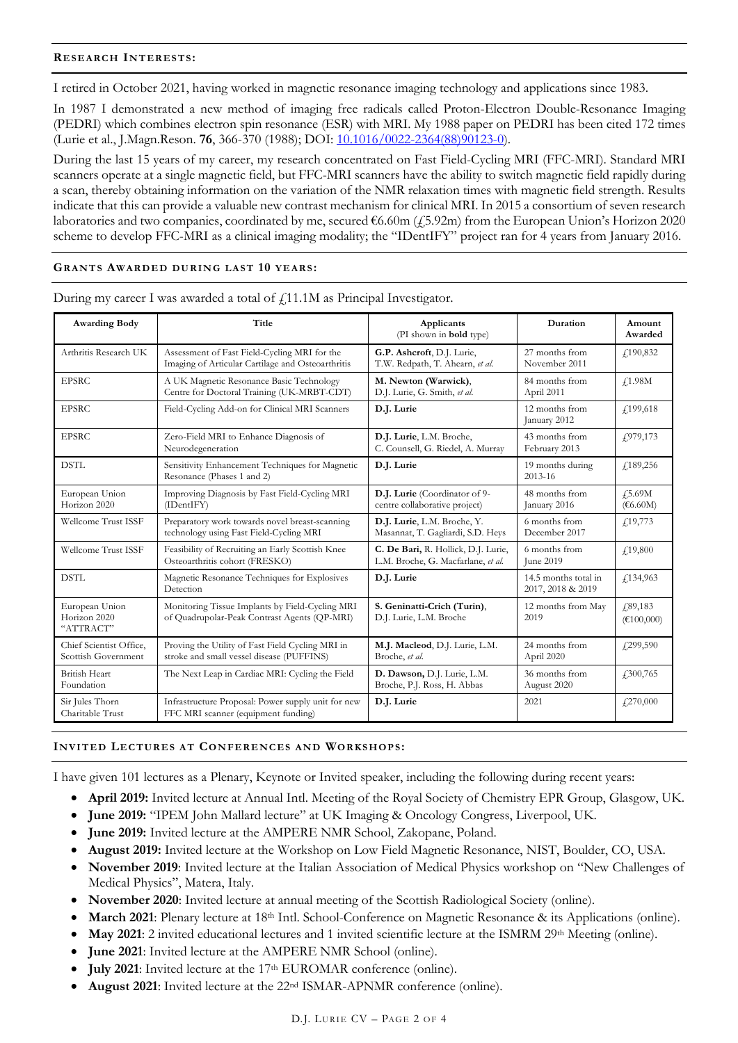## Research Interests:

I retired in October 2021, having worked in magnetic resonance imaging technology and applications since 1983.

In 1987 I demonstrated a new method of imaging free radicals called Proton-Electron Double-Resonance Imaging (PEDRI) which combines electron spin resonance (ESR) with MRI. My 1988 paper on PEDRI has been cited 172 times (Lurie et al., J.Magn.Reson. **76**, 366-370 (1988); DOI: [10.1016/0022-2364(88)90123-0](https://doi.org/10.1016/0022-2364(88)90123-0)).

During the last 15 years of my career, my research concentrated on Fast Field-Cycling MRI (FFC-MRI). Standard MRI scanners operate at a single magnetic field, but FFC-MRI scanners have the ability to switch magnetic field rapidly during a scan, thereby obtaining information on the variation of the NMR relaxation times with magnetic field strength. Results indicate that this can provide a valuable new contrast mechanism for clinical MRI. In 2015 a consortium of seven research laboratories and two companies, coordinated by me, secured €6.60m (£5.92m) from the European Union's Horizon 2020 scheme to develop FFC-MRI as a clinical imaging modality; the "IDentIFY" project ran for 4 years from January 2016.

## Grants Awarded during last 10 years:

During my career I was awarded a total of £11.1M as Principal Investigator.

| Awarding Body | Title | Applicants (PI shown in **bold** type) | Duration | Amount Awarded |
|---|---|---|---|---|
| Arthritis Research UK | Assessment of Fast Field-Cycling MRI for the Imaging of Articular Cartilage and Osteoarthritis | **G.P. Ashcroft**, D.J. Lurie, T.W. Redpath, T. Ahearn, *et al.* | 27 months from November 2011 | £190,832 |
| EPSRC | A UK Magnetic Resonance Basic Technology Centre for Doctoral Training (UK-MRBT-CDT) | **M. Newton (Warwick)**, D.J. Lurie, G. Smith, *et al.* | 84 months from April 2011 | £1.98M |
| EPSRC | Field-Cycling Add-on for Clinical MRI Scanners | **D.J. Lurie** | 12 months from January 2012 | £199,618 |
| EPSRC | Zero-Field MRI to Enhance Diagnosis of Neurodegeneration | **D.J. Lurie**, L.M. Broche, C. Counsell, G. Riedel, A. Murray | 43 months from February 2013 | £979,173 |
| DSTL | Sensitivity Enhancement Techniques for Magnetic Resonance (Phases 1 and 2) | **D.J. Lurie** | 19 months during 2013-16 | £189,256 |
| European Union Horizon 2020 | Improving Diagnosis by Fast Field-Cycling MRI (IDentIFY) | **D.J. Lurie** (Coordinator of 9-centre collaborative project) | 48 months from January 2016 | £5.69M (€6.60M) |
| Wellcome Trust ISSF | Preparatory work towards novel breast-scanning technology using Fast Field-Cycling MRI | **D.J. Lurie**, L.M. Broche, Y. Masannat, T. Gagliardi, S.D. Heys | 6 months from December 2017 | £19,773 |
| Wellcome Trust ISSF | Feasibility of Recruiting an Early Scottish Knee Osteoarthritis cohort (FRESKO) | **C. De Bari,** R. Hollick, D.J. Lurie, L.M. Broche, G. Macfarlane, *et al.* | 6 months from June 2019 | £19,800 |
| DSTL | Magnetic Resonance Techniques for Explosives Detection | **D.J. Lurie** | 14.5 months total in 2017, 2018 & 2019 | £134,963 |
| European Union Horizon 2020 "ATTRACT" | Monitoring Tissue Implants by Field-Cycling MRI of Quadrupolar-Peak Contrast Agents (QP-MRI) | **S. Geninatti-Crich (Turin)**, D.J. Lurie, L.M. Broche | 12 months from May 2019 | £89,183 (€100,000) |
| Chief Scientist Office, Scottish Government | Proving the Utility of Fast Field Cycling MRI in stroke and small vessel disease (PUFFINS) | **M.J. Macleod**, D.J. Lurie, L.M. Broche, *et al.* | 24 months from April 2020 | £299,590 |
| British Heart Foundation | The Next Leap in Cardiac MRI: Cycling the Field | **D. Dawson,** D.J. Lurie, L.M. Broche, P.J. Ross, H. Abbas | 36 months from August 2020 | £300,765 |
| Sir Jules Thorn Charitable Trust | Infrastructure Proposal: Power supply unit for new FFC MRI scanner (equipment funding) | **D.J. Lurie** | 2021 | £270,000 |

## Invited Lectures at Conferences and Workshops:

I have given 101 lectures as a Plenary, Keynote or Invited speaker, including the following during recent years:

- **April 2019:** Invited lecture at Annual Intl. Meeting of the Royal Society of Chemistry EPR Group, Glasgow, UK.
- **June 2019:** "IPEM John Mallard lecture" at UK Imaging & Oncology Congress, Liverpool, UK.
- **June 2019:** Invited lecture at the AMPERE NMR School, Zakopane, Poland.
- **August 2019:** Invited lecture at the Workshop on Low Field Magnetic Resonance, NIST, Boulder, CO, USA.
- **November 2019**: Invited lecture at the Italian Association of Medical Physics workshop on "New Challenges of Medical Physics", Matera, Italy.
- **November 2020**: Invited lecture at annual meeting of the Scottish Radiological Society (online).
- **March 2021**: Plenary lecture at 18th Intl. School-Conference on Magnetic Resonance & its Applications (online).
- **May 2021**: 2 invited educational lectures and 1 invited scientific lecture at the ISMRM 29th Meeting (online).
- **June 2021**: Invited lecture at the AMPERE NMR School (online).
- **July 2021**: Invited lecture at the 17th EUROMAR conference (online).
- **August 2021**: Invited lecture at the 22nd ISMAR-APNMR conference (online).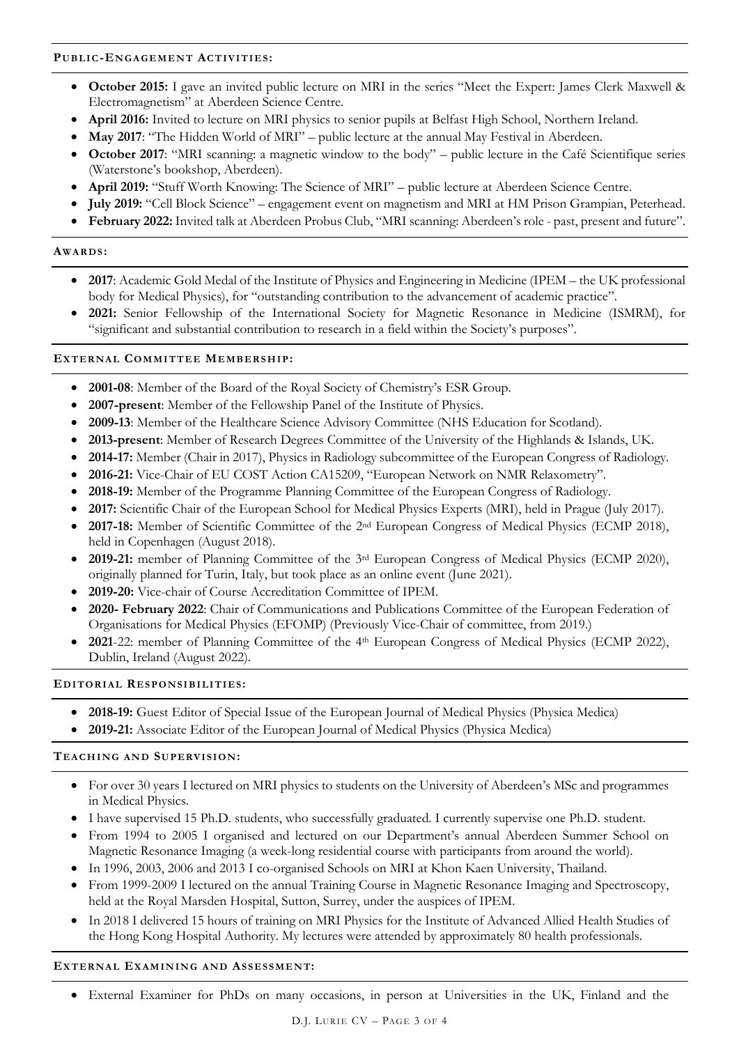## Public-Engagement Activities:

- **October 2015:** I gave an invited public lecture on MRI in the series "Meet the Expert: James Clerk Maxwell & Electromagnetism" at Aberdeen Science Centre.
- **April 2016:** Invited to lecture on MRI physics to senior pupils at Belfast High School, Northern Ireland.
- **May 2017**: "The Hidden World of MRI" – public lecture at the annual May Festival in Aberdeen.
- **October 2017**: "MRI scanning: a magnetic window to the body" – public lecture in the Café Scientifique series (Waterstone's bookshop, Aberdeen).
- **April 2019:** "Stuff Worth Knowing: The Science of MRI" – public lecture at Aberdeen Science Centre.
- **July 2019:** "Cell Block Science" – engagement event on magnetism and MRI at HM Prison Grampian, Peterhead.
- **February 2022:** Invited talk at Aberdeen Probus Club, "MRI scanning: Aberdeen's role - past, present and future".

## Awards:

- **2017**: Academic Gold Medal of the Institute of Physics and Engineering in Medicine (IPEM – the UK professional body for Medical Physics), for "outstanding contribution to the advancement of academic practice".
- **2021:** Senior Fellowship of the International Society for Magnetic Resonance in Medicine (ISMRM), for "significant and substantial contribution to research in a field within the Society's purposes".

## External Committee Membership:

- **2001-08**: Member of the Board of the Royal Society of Chemistry's ESR Group.
- **2007-present**: Member of the Fellowship Panel of the Institute of Physics.
- **2009-13**: Member of the Healthcare Science Advisory Committee (NHS Education for Scotland).
- **2013-present**: Member of Research Degrees Committee of the University of the Highlands & Islands, UK.
- **2014-17:** Member (Chair in 2017), Physics in Radiology subcommittee of the European Congress of Radiology.
- **2016-21:** Vice-Chair of EU COST Action CA15209, "European Network on NMR Relaxometry".
- **2018-19:** Member of the Programme Planning Committee of the European Congress of Radiology.
- **2017:** Scientific Chair of the European School for Medical Physics Experts (MRI), held in Prague (July 2017).
- **2017-18:** Member of Scientific Committee of the 2nd European Congress of Medical Physics (ECMP 2018), held in Copenhagen (August 2018).
- **2019-21:** member of Planning Committee of the 3rd European Congress of Medical Physics (ECMP 2020), originally planned for Turin, Italy, but took place as an online event (June 2021).
- **2019-20:** Vice-chair of Course Accreditation Committee of IPEM.
- **2020- February 2022**: Chair of Communications and Publications Committee of the European Federation of Organisations for Medical Physics (EFOMP) (Previously Vice-Chair of committee, from 2019.)
- **2021**-22: member of Planning Committee of the 4th European Congress of Medical Physics (ECMP 2022), Dublin, Ireland (August 2022).

## Editorial Responsibilities:

- **2018-19:** Guest Editor of Special Issue of the European Journal of Medical Physics (Physica Medica)
- **2019-21:** Associate Editor of the European Journal of Medical Physics (Physica Medica)

## Teaching and Supervision:

- For over 30 years I lectured on MRI physics to students on the University of Aberdeen's MSc and programmes in Medical Physics.
- I have supervised 15 Ph.D. students, who successfully graduated. I currently supervise one Ph.D. student.
- From 1994 to 2005 I organised and lectured on our Department's annual Aberdeen Summer School on Magnetic Resonance Imaging (a week-long residential course with participants from around the world).
- In 1996, 2003, 2006 and 2013 I co-organised Schools on MRI at Khon Kaen University, Thailand.
- From 1999-2009 I lectured on the annual Training Course in Magnetic Resonance Imaging and Spectroscopy, held at the Royal Marsden Hospital, Sutton, Surrey, under the auspices of IPEM.
- In 2018 I delivered 15 hours of training on MRI Physics for the Institute of Advanced Allied Health Studies of the Hong Kong Hospital Authority. My lectures were attended by approximately 80 health professionals.

## External Examining and Assessment:

- External Examiner for PhDs on many occasions, in person at Universities in the UK, Finland and the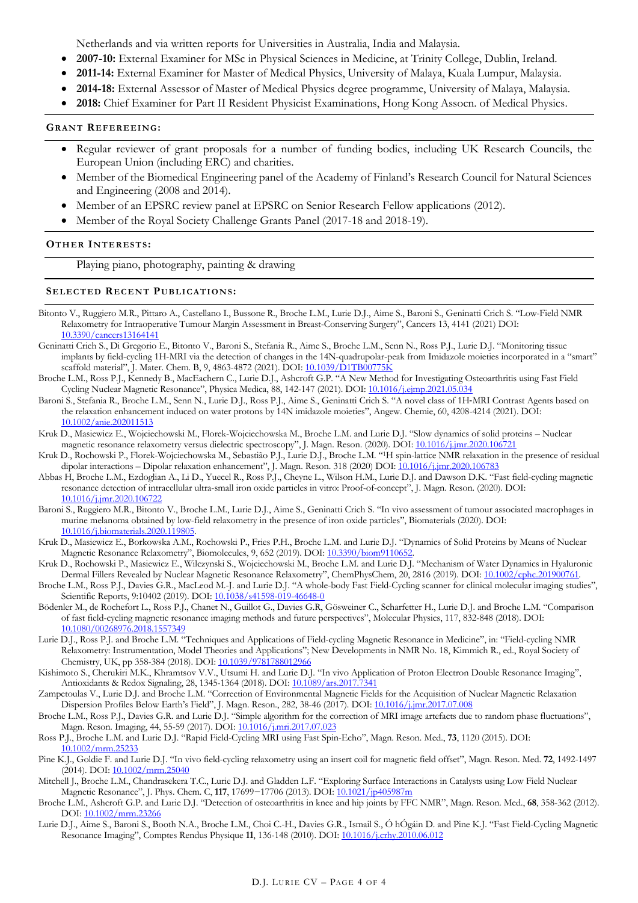Netherlands and via written reports for Universities in Australia, India and Malaysia.

- **2007-10:** External Examiner for MSc in Physical Sciences in Medicine, at Trinity College, Dublin, Ireland.
- **2011-14:** External Examiner for Master of Medical Physics, University of Malaya, Kuala Lumpur, Malaysia.
- **2014-18:** External Assessor of Master of Medical Physics degree programme, University of Malaya, Malaysia.
- **2018:** Chief Examiner for Part II Resident Physicist Examinations, Hong Kong Assocn. of Medical Physics.

## GRANT REFEREEING:

- Regular reviewer of grant proposals for a number of funding bodies, including UK Research Councils, the European Union (including ERC) and charities.
- Member of the Biomedical Engineering panel of the Academy of Finland's Research Council for Natural Sciences and Engineering (2008 and 2014).
- Member of an EPSRC review panel at EPSRC on Senior Research Fellow applications (2012).
- Member of the Royal Society Challenge Grants Panel (2017-18 and 2018-19).

## OTHER INTERESTS:

Playing piano, photography, painting & drawing

## SELECTED RECENT PUBLICATIONS:

Bitonto V., Ruggiero M.R., Pittaro A., Castellano I., Bussone R., Broche L.M., Lurie D.J., Aime S., Baroni S., Geninatti Crich S. "Low-Field NMR Relaxometry for Intraoperative Tumour Margin Assessment in Breast-Conserving Surgery", Cancers 13, 4141 (2021) DOI: 10.3390/cancers13164141

Geninatti Crich S., Di Gregorio E., Bitonto V., Baroni S., Stefania R., Aime S., Broche L.M., Senn N., Ross P.J., Lurie D.J. "Monitoring tissue implants by field-cycling 1H-MRI via the detection of changes in the 14N-quadrupolar-peak from Imidazole moieties incorporated in a "smart" scaffold material", J. Mater. Chem. B, 9, 4863-4872 (2021). DOI: 10.1039/D1TB00775K

Broche L.M., Ross P.J., Kennedy B., MacEachern C., Lurie D.J., Ashcroft G.P. "A New Method for Investigating Osteoarthritis using Fast Field Cycling Nuclear Magnetic Resonance", Physica Medica, 88, 142-147 (2021). DOI: 10.1016/j.ejmp.2021.05.034

Baroni S., Stefania R., Broche L.M., Senn N., Lurie D.J., Ross P.J., Aime S., Geninatti Crich S. "A novel class of 1H-MRI Contrast Agents based on the relaxation enhancement induced on water protons by 14N imidazole moieties", Angew. Chemie, 60, 4208-4214 (2021). DOI: 10.1002/anie.202011513

Kruk D., Masiewicz E., Wojciechowski M., Florek-Wojciechowska M., Broche L.M. and Lurie D.J. "Slow dynamics of solid proteins – Nuclear magnetic resonance relaxometry versus dielectric spectroscopy", J. Magn. Reson. (2020). DOI: 10.1016/j.jmr.2020.106721

Kruk D., Rochowski P., Florek-Wojciechowska M., Sebastião P.J., Lurie D.J., Broche L.M. "$^1$H spin-lattice NMR relaxation in the presence of residual dipolar interactions – Dipolar relaxation enhancement", J. Magn. Reson. 318 (2020) DOI: 10.1016/j.jmr.2020.106783

Abbas H, Broche L.M., Ezdoglian A., Li D., Yuecel R., Ross P.J., Cheyne L., Wilson H.M., Lurie D.J. and Dawson D.K. "Fast field-cycling magnetic resonance detection of intracellular ultra-small iron oxide particles in vitro: Proof-of-concept", J. Magn. Reson. (2020). DOI: 10.1016/j.jmr.2020.106722

Baroni S., Ruggiero M.R., Bitonto V., Broche L.M., Lurie D.J., Aime S., Geninatti Crich S. "In vivo assessment of tumour associated macrophages in murine melanoma obtained by low-field relaxometry in the presence of iron oxide particles", Biomaterials (2020). DOI: 10.1016/j.biomaterials.2020.119805.

Kruk D., Masiewicz E., Borkowska A.M., Rochowski P., Fries P.H., Broche L.M. and Lurie D.J. "Dynamics of Solid Proteins by Means of Nuclear Magnetic Resonance Relaxometry", Biomolecules, 9, 652 (2019). DOI: 10.3390/biom9110652.

Kruk D., Rochowski P., Masiewicz E., Wilczynski S., Wojciechowski M., Broche L.M. and Lurie D.J. "Mechanism of Water Dynamics in Hyaluronic Dermal Fillers Revealed by Nuclear Magnetic Resonance Relaxometry", ChemPhysChem, 20, 2816 (2019). DOI: 10.1002/cphc.201900761.

Broche L.M., Ross P.J., Davies G.R., MacLeod M.-J. and Lurie D.J. "A whole-body Fast Field-Cycling scanner for clinical molecular imaging studies", Scientific Reports, 9:10402 (2019). DOI: 10.1038/s41598-019-46648-0

Bödenler M., de Rochefort L., Ross P.J., Chanet N., Guillot G., Davies G.R, Gösweiner C., Scharfetter H., Lurie D.J. and Broche L.M. "Comparison of fast field-cycling magnetic resonance imaging methods and future perspectives", Molecular Physics, 117, 832-848 (2018). DOI: 10.1080/00268976.2018.1557349

Lurie D.J., Ross P.J. and Broche L.M. "Techniques and Applications of Field-cycling Magnetic Resonance in Medicine", in: "Field-cycling NMR Relaxometry: Instrumentation, Model Theories and Applications"; New Developments in NMR No. 18, Kimmich R., ed., Royal Society of Chemistry, UK, pp 358-384 (2018). DOI: 10.1039/9781788012966

Kishimoto S., Cherukiri M.K., Khramtsov V.V., Utsumi H. and Lurie D.J. "In vivo Application of Proton Electron Double Resonance Imaging", Antioxidants & Redox Signaling, 28, 1345-1364 (2018). DOI: 10.1089/ars.2017.7341

Zampetoulas V., Lurie D.J. and Broche L.M. "Correction of Environmental Magnetic Fields for the Acquisition of Nuclear Magnetic Relaxation Dispersion Profiles Below Earth's Field", J. Magn. Reson., 282, 38-46 (2017). DOI: 10.1016/j.jmr.2017.07.008

Broche L.M., Ross P.J., Davies G.R. and Lurie D.J. "Simple algorithm for the correction of MRI image artefacts due to random phase fluctuations", Magn. Reson. Imaging, 44, 55-59 (2017). DOI: 10.1016/j.mri.2017.07.023

Ross P.J., Broche L.M. and Lurie D.J. "Rapid Field-Cycling MRI using Fast Spin-Echo", Magn. Reson. Med., **73**, 1120 (2015). DOI: 10.1002/mrm.25233

Pine K.J., Goldie F. and Lurie D.J. "In vivo field-cycling relaxometry using an insert coil for magnetic field offset", Magn. Reson. Med. **72**, 1492-1497 (2014). DOI: 10.1002/mrm.25040

Mitchell J., Broche L.M., Chandrasekera T.C., Lurie D.J. and Gladden L.F. "Exploring Surface Interactions in Catalysts using Low Field Nuclear Magnetic Resonance", J. Phys. Chem. C, **117**, 17699−17706 (2013). DOI: 10.1021/jp405987m

Broche L.M., Ashcroft G.P. and Lurie D.J. "Detection of osteoarthritis in knee and hip joints by FFC NMR", Magn. Reson. Med., **68**, 358-362 (2012). DOI: 10.1002/mrm.23266

Lurie D.J., Aime S., Baroni S., Booth N.A., Broche L.M., Choi C.-H., Davies G.R., Ismail S., Ó hÓgáin D. and Pine K.J. "Fast Field-Cycling Magnetic Resonance Imaging", Comptes Rendus Physique **11**, 136-148 (2010). DOI: 10.1016/j.crhy.2010.06.012